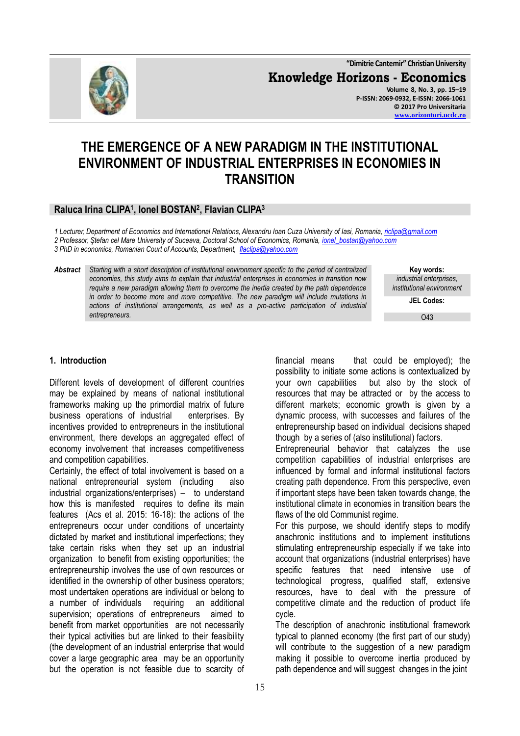# THE EMERGENCE OF A NEW PARADIGM IN THE INSTITUTIONAL ENVIRONMENT OF INDUSTRIAL ENTERPRISES IN ECONOMIES IN TRANSITION

**Raluca Irina CLIPA[1], Ionel BOSTAN[2], Flavian CLIPA[3]**

*1 Lecturer, Department of Economics and International Relations, Alexandru Ioan Cuza University of Iasi, Romania, riclipa@gmail.com*
*2 Professor, Ştefan cel Mare University of Suceava, Doctoral School of Economics, Romania, ionel_bostan@yahoo.com*
*3 PhD in economics, Romanian Court of Accounts, Department, flaclipa@yahoo.com*

**Abstract** *Starting with a short description of institutional environment specific to the period of centralized economies, this study aims to explain that industrial enterprises in economies in transition now require a new paradigm allowing them to overcome the inertia created by the path dependence in order to become more and more competitive. The new paradigm will include mutations in actions of institutional arrangements, as well as a pro-active participation of industrial entrepreneurs.*

**Key words:** *industrial enterprises, institutional environment*

**JEL Codes:** O43

## 1. Introduction

Different levels of development of different countries may be explained by means of national institutional frameworks making up the primordial matrix of future business operations of industrial enterprises. By incentives provided to entrepreneurs in the institutional environment, there develops an aggregated effect of economy involvement that increases competitiveness and competition capabilities.

Certainly, the effect of total involvement is based on a national entrepreneurial system (including also industrial organizations/enterprises) – to understand how this is manifested requires to define its main features (Acs et al. 2015: 16-18): the actions of the entrepreneurs occur under conditions of uncertainty dictated by market and institutional imperfections; they take certain risks when they set up an industrial organization to benefit from existing opportunities; the entrepreneurship involves the use of own resources or identified in the ownership of other business operators; most undertaken operations are individual or belong to a number of individuals requiring an additional supervision; operations of entrepreneurs aimed to benefit from market opportunities are not necessarily their typical activities but are linked to their feasibility (the development of an industrial enterprise that would cover a large geographic area may be an opportunity but the operation is not feasible due to scarcity of financial means that could be employed); the possibility to initiate some actions is contextualized by your own capabilities but also by the stock of resources that may be attracted or by the access to different markets; economic growth is given by a dynamic process, with successes and failures of the entrepreneurship based on individual decisions shaped though by a series of (also institutional) factors.

Entrepreneurial behavior that catalyzes the use competition capabilities of industrial enterprises are influenced by formal and informal institutional factors creating path dependence. From this perspective, even if important steps have been taken towards change, the institutional climate in economies in transition bears the flaws of the old Communist regime.

For this purpose, we should identify steps to modify anachronic institutions and to implement institutions stimulating entrepreneurship especially if we take into account that organizations (industrial enterprises) have specific features that need intensive use of technological progress, qualified staff, extensive resources, have to deal with the pressure of competitive climate and the reduction of product life cycle.

The description of anachronic institutional framework typical to planned economy (the first part of our study) will contribute to the suggestion of a new paradigm making it possible to overcome inertia produced by path dependence and will suggest changes in the joint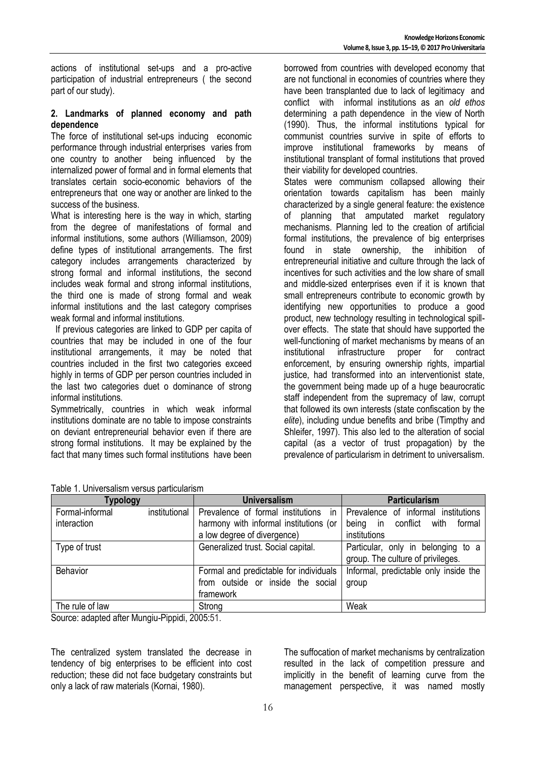actions of institutional set-ups and a pro-active participation of industrial entrepreneurs ( the second part of our study).

## 2. Landmarks of planned economy and path dependence

The force of institutional set-ups inducing economic performance through industrial enterprises varies from one country to another being influenced by the internalized power of formal and in formal elements that translates certain socio-economic behaviors of the entrepreneurs that one way or another are linked to the success of the business.

What is interesting here is the way in which, starting from the degree of manifestations of formal and informal institutions, some authors (Williamson, 2009) define types of institutional arrangements. The first category includes arrangements characterized by strong formal and informal institutions, the second includes weak formal and strong informal institutions, the third one is made of strong formal and weak informal institutions and the last category comprises weak formal and informal institutions.

If previous categories are linked to GDP per capita of countries that may be included in one of the four institutional arrangements, it may be noted that countries included in the first two categories exceed highly in terms of GDP per person countries included in the last two categories duet o dominance of strong informal institutions.

Symmetrically, countries in which weak informal institutions dominate are no table to impose constraints on deviant entrepreneurial behavior even if there are strong formal institutions. It may be explained by the fact that many times such formal institutions have been borrowed from countries with developed economy that are not functional in economies of countries where they have been transplanted due to lack of legitimacy and conflict with informal institutions as an *old ethos* determining a path dependence in the view of North (1990). Thus, the informal institutions typical for communist countries survive in spite of efforts to improve institutional frameworks by means of institutional transplant of formal institutions that proved their viability for developed countries.

States were communism collapsed allowing their orientation towards capitalism has been mainly characterized by a single general feature: the existence of planning that amputated market regulatory mechanisms. Planning led to the creation of artificial formal institutions, the prevalence of big enterprises found in state ownership, the inhibition of entrepreneurial initiative and culture through the lack of incentives for such activities and the low share of small and middle-sized enterprises even if it is known that small entrepreneurs contribute to economic growth by identifying new opportunities to produce a good product, new technology resulting in technological spill-over effects. The state that should have supported the well-functioning of market mechanisms by means of an institutional infrastructure proper for contract enforcement, by ensuring ownership rights, impartial justice, had transformed into an interventionist state, the government being made up of a huge beaurocratic staff independent from the supremacy of law, corrupt that followed its own interests (state confiscation by the *elite*), including undue benefits and bribe (Timpthy and Shleifer, 1997). This also led to the alteration of social capital (as a vector of trust propagation) by the prevalence of particularism in detriment to universalism.

Table 1. Universalism versus particularism

| Typology | Universalism | Particularism |
|---|---|---|
| Formal-informal institutional interaction | Prevalence of formal institutions in harmony with informal institutions (or a low degree of divergence) | Prevalence of informal institutions being in conflict with formal institutions |
| Type of trust | Generalized trust. Social capital. | Particular, only in belonging to a group. The culture of privileges. |
| Behavior | Formal and predictable for individuals from outside or inside the social framework | Informal, predictable only inside the group |
| The rule of law | Strong | Weak |

Source: adapted after Mungiu-Pippidi, 2005:51.

The centralized system translated the decrease in tendency of big enterprises to be efficient into cost reduction; these did not face budgetary constraints but only a lack of raw materials (Kornai, 1980).

The suffocation of market mechanisms by centralization resulted in the lack of competition pressure and implicitly in the benefit of learning curve from the management perspective, it was named mostly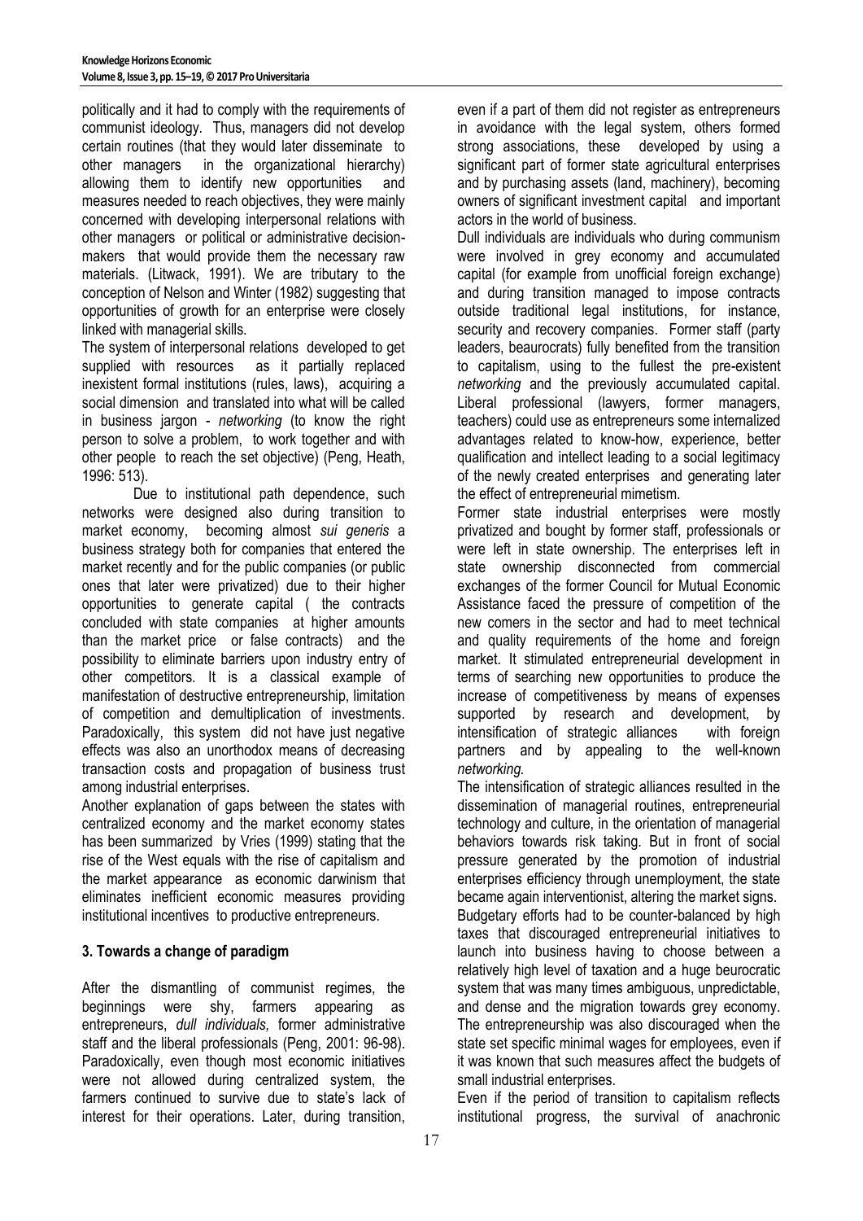politically and it had to comply with the requirements of communist ideology. Thus, managers did not develop certain routines (that they would later disseminate to other managers in the organizational hierarchy) allowing them to identify new opportunities and measures needed to reach objectives, they were mainly concerned with developing interpersonal relations with other managers or political or administrative decision-makers that would provide them the necessary raw materials. (Litwack, 1991). We are tributary to the conception of Nelson and Winter (1982) suggesting that opportunities of growth for an enterprise were closely linked with managerial skills.

The system of interpersonal relations developed to get supplied with resources as it partially replaced inexistent formal institutions (rules, laws), acquiring a social dimension and translated into what will be called in business jargon - *networking* (to know the right person to solve a problem, to work together and with other people to reach the set objective) (Peng, Heath, 1996: 513).

Due to institutional path dependence, such networks were designed also during transition to market economy, becoming almost *sui generis* a business strategy both for companies that entered the market recently and for the public companies (or public ones that later were privatized) due to their higher opportunities to generate capital ( the contracts concluded with state companies at higher amounts than the market price or false contracts) and the possibility to eliminate barriers upon industry entry of other competitors. It is a classical example of manifestation of destructive entrepreneurship, limitation of competition and demultiplication of investments. Paradoxically, this system did not have just negative effects was also an unorthodox means of decreasing transaction costs and propagation of business trust among industrial enterprises.

Another explanation of gaps between the states with centralized economy and the market economy states has been summarized by Vries (1999) stating that the rise of the West equals with the rise of capitalism and the market appearance as economic darwinism that eliminates inefficient economic measures providing institutional incentives to productive entrepreneurs.

## 3. Towards a change of paradigm

After the dismantling of communist regimes, the beginnings were shy, farmers appearing as entrepreneurs, *dull individuals,* former administrative staff and the liberal professionals (Peng, 2001: 96-98). Paradoxically, even though most economic initiatives were not allowed during centralized system, the farmers continued to survive due to state's lack of interest for their operations. Later, during transition, even if a part of them did not register as entrepreneurs in avoidance with the legal system, others formed strong associations, these developed by using a significant part of former state agricultural enterprises and by purchasing assets (land, machinery), becoming owners of significant investment capital and important actors in the world of business.

Dull individuals are individuals who during communism were involved in grey economy and accumulated capital (for example from unofficial foreign exchange) and during transition managed to impose contracts outside traditional legal institutions, for instance, security and recovery companies. Former staff (party leaders, beaurocrats) fully benefited from the transition to capitalism, using to the fullest the pre-existent *networking* and the previously accumulated capital. Liberal professional (lawyers, former managers, teachers) could use as entrepreneurs some internalized advantages related to know-how, experience, better qualification and intellect leading to a social legitimacy of the newly created enterprises and generating later the effect of entrepreneurial mimetism.

Former state industrial enterprises were mostly privatized and bought by former staff, professionals or were left in state ownership. The enterprises left in state ownership disconnected from commercial exchanges of the former Council for Mutual Economic Assistance faced the pressure of competition of the new comers in the sector and had to meet technical and quality requirements of the home and foreign market. It stimulated entrepreneurial development in terms of searching new opportunities to produce the increase of competitiveness by means of expenses supported by research and development, by intensification of strategic alliances with foreign partners and by appealing to the well-known *networking.*

The intensification of strategic alliances resulted in the dissemination of managerial routines, entrepreneurial technology and culture, in the orientation of managerial behaviors towards risk taking. But in front of social pressure generated by the promotion of industrial enterprises efficiency through unemployment, the state became again interventionist, altering the market signs.

Budgetary efforts had to be counter-balanced by high taxes that discouraged entrepreneurial initiatives to launch into business having to choose between a relatively high level of taxation and a huge beurocratic system that was many times ambiguous, unpredictable, and dense and the migration towards grey economy. The entrepreneurship was also discouraged when the state set specific minimal wages for employees, even if it was known that such measures affect the budgets of small industrial enterprises.

Even if the period of transition to capitalism reflects institutional progress, the survival of anachronic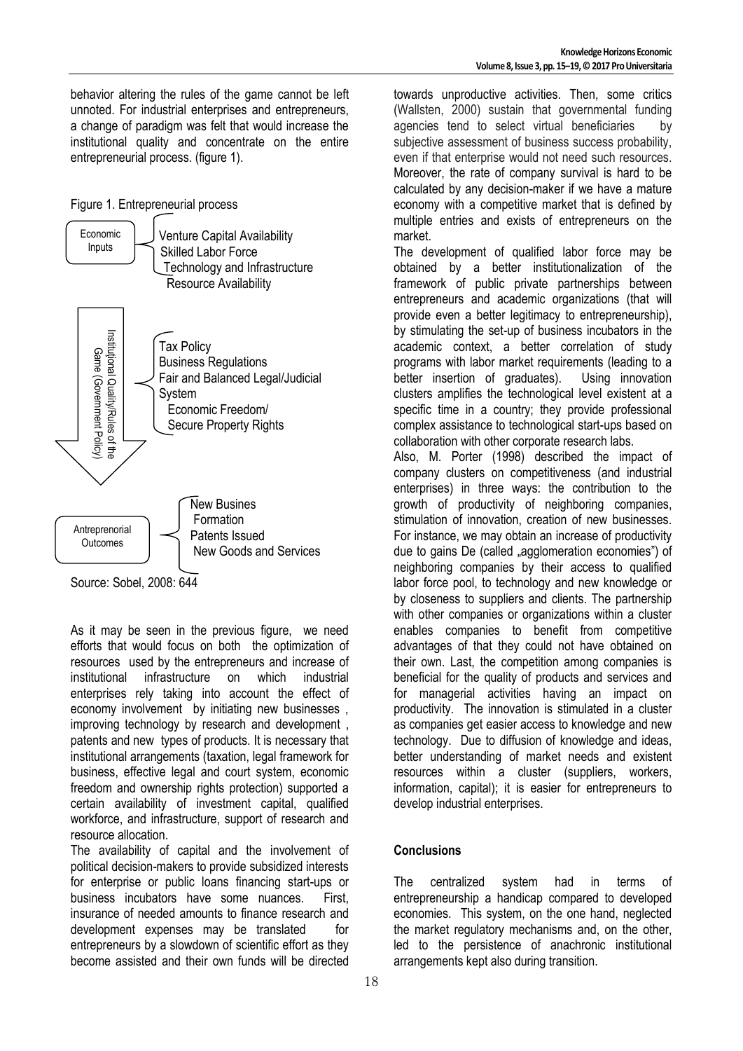behavior altering the rules of the game cannot be left unnoted. For industrial enterprises and entrepreneurs, a change of paradigm was felt that would increase the institutional quality and concentrate on the entire entrepreneurial process. (figure 1).

Figure 1. Entrepreneurial process

Economic Inputs
- Venture Capital Availability
- Skilled Labor Force
- Technology and Infrastructure
- Resource Availability

Institutional Quality/Rules of the Game (Government Policy)
- Tax Policy
- Business Regulations
- Fair and Balanced Legal/Judicial System
- Economic Freedom/ Secure Property Rights

Antreprenorial Outcomes
- New Busines Formation
- Patents Issued
- New Goods and Services

Source: Sobel, 2008: 644

As it may be seen in the previous figure, we need efforts that would focus on both the optimization of resources used by the entrepreneurs and increase of institutional infrastructure on which industrial enterprises rely taking into account the effect of economy involvement by initiating new businesses , improving technology by research and development , patents and new types of products. It is necessary that institutional arrangements (taxation, legal framework for business, effective legal and court system, economic freedom and ownership rights protection) supported a certain availability of investment capital, qualified workforce, and infrastructure, support of research and resource allocation.

The availability of capital and the involvement of political decision-makers to provide subsidized interests for enterprise or public loans financing start-ups or business incubators have some nuances. First, insurance of needed amounts to finance research and development expenses may be translated for entrepreneurs by a slowdown of scientific effort as they become assisted and their own funds will be directed towards unproductive activities. Then, some critics (Wallsten, 2000) sustain that governmental funding agencies tend to select virtual beneficiaries by subjective assessment of business success probability, even if that enterprise would not need such resources. Moreover, the rate of company survival is hard to be calculated by any decision-maker if we have a mature economy with a competitive market that is defined by multiple entries and exists of entrepreneurs on the market.

The development of qualified labor force may be obtained by a better institutionalization of the framework of public private partnerships between entrepreneurs and academic organizations (that will provide even a better legitimacy to entrepreneurship), by stimulating the set-up of business incubators in the academic context, a better correlation of study programs with labor market requirements (leading to a better insertion of graduates). Using innovation clusters amplifies the technological level existent at a specific time in a country; they provide professional complex assistance to technological start-ups based on collaboration with other corporate research labs.

Also, M. Porter (1998) described the impact of company clusters on competitiveness (and industrial enterprises) in three ways: the contribution to the growth of productivity of neighboring companies, stimulation of innovation, creation of new businesses. For instance, we may obtain an increase of productivity due to gains De (called „agglomeration economies") of neighboring companies by their access to qualified labor force pool, to technology and new knowledge or by closeness to suppliers and clients. The partnership with other companies or organizations within a cluster enables companies to benefit from competitive advantages of that they could not have obtained on their own. Last, the competition among companies is beneficial for the quality of products and services and for managerial activities having an impact on productivity. The innovation is stimulated in a cluster as companies get easier access to knowledge and new technology. Due to diffusion of knowledge and ideas, better understanding of market needs and existent resources within a cluster (suppliers, workers, information, capital); it is easier for entrepreneurs to develop industrial enterprises.

## Conclusions

The centralized system had in terms of entrepreneurship a handicap compared to developed economies. This system, on the one hand, neglected the market regulatory mechanisms and, on the other, led to the persistence of anachronic institutional arrangements kept also during transition.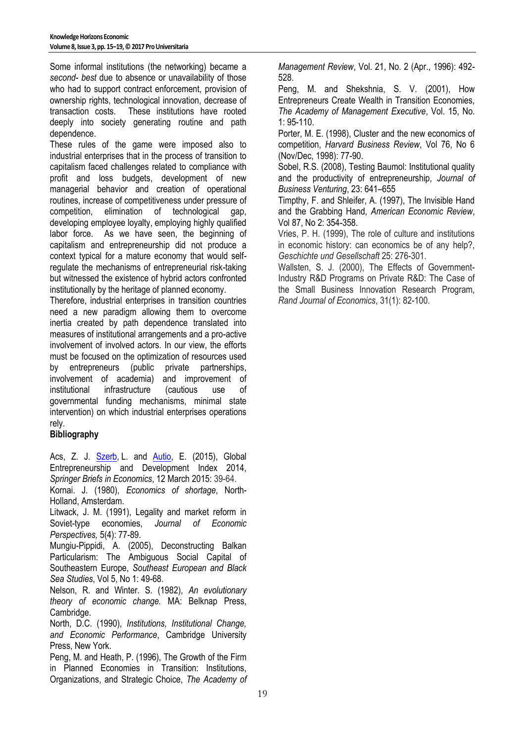Some informal institutions (the networking) became a *second- best* due to absence or unavailability of those who had to support contract enforcement, provision of ownership rights, technological innovation, decrease of transaction costs. These institutions have rooted deeply into society generating routine and path dependence.

These rules of the game were imposed also to industrial enterprises that in the process of transition to capitalism faced challenges related to compliance with profit and loss budgets, development of new managerial behavior and creation of operational routines, increase of competitiveness under pressure of competition, elimination of technological gap, developing employee loyalty, employing highly qualified labor force. As we have seen, the beginning of capitalism and entrepreneurship did not produce a context typical for a mature economy that would self-regulate the mechanisms of entrepreneurial risk-taking but witnessed the existence of hybrid actors confronted institutionally by the heritage of planned economy.

Therefore, industrial enterprises in transition countries need a new paradigm allowing them to overcome inertia created by path dependence translated into measures of institutional arrangements and a pro-active involvement of involved actors. In our view, the efforts must be focused on the optimization of resources used by entrepreneurs (public private partnerships, involvement of academia) and improvement of institutional infrastructure (cautious use of governmental funding mechanisms, minimal state intervention) on which industrial enterprises operations rely.

**Bibliography**

Acs, Z. J. Szerb, L. and Autio, E. (2015), Global Entrepreneurship and Development Index 2014, *Springer Briefs in Economics*, 12 March 2015: 39-64.

Kornai. J. (1980), *Economics of shortage*, North-Holland, Amsterdam.

Litwack, J. M. (1991), Legality and market reform in Soviet-type economies, *Journal of Economic Perspectives,* 5(4): 77-89.

Mungiu-Pippidi, A. (2005), Deconstructing Balkan Particularism: The Ambiguous Social Capital of Southeastern Europe, *Southeast European and Black Sea Studies*, Vol 5, No 1: 49-68.

Nelson, R. and Winter. S. (1982), *An evolutionary theory of economic change.* MA: Belknap Press, Cambridge.

North, D.C. (1990), *Institutions, Institutional Change, and Economic Performance*, Cambridge University Press, New York.

Peng, M. and Heath, P. (1996), The Growth of the Firm in Planned Economies in Transition: Institutions, Organizations, and Strategic Choice, *The Academy of Management Review*, Vol. 21, No. 2 (Apr., 1996): 492-528.

Peng, M. and Shekshnia, S. V. (2001), How Entrepreneurs Create Wealth in Transition Economies, *The Academy of Management Executive*, Vol. 15, No. 1: 95-110.

Porter, M. E. (1998), Cluster and the new economics of competition, *Harvard Business Review*, Vol 76, No 6 (Nov/Dec, 1998): 77-90.

Sobel, R.S. (2008), Testing Baumol: Institutional quality and the productivity of entrepreneurship, *Journal of Business Venturing*, 23: 641–655

Timpthy, F. and Shleifer, A. (1997), The Invisible Hand and the Grabbing Hand, *American Economic Review*, Vol 87, No 2: 354-358.

Vries, P. H. (1999), The role of culture and institutions in economic history: can economics be of any help?, *Geschichte und Gesellschaft* 25: 276-301.

Wallsten, S. J. (2000), The Effects of Government-Industry R&D Programs on Private R&D: The Case of the Small Business Innovation Research Program, *Rand Journal of Economics*, 31(1): 82-100.